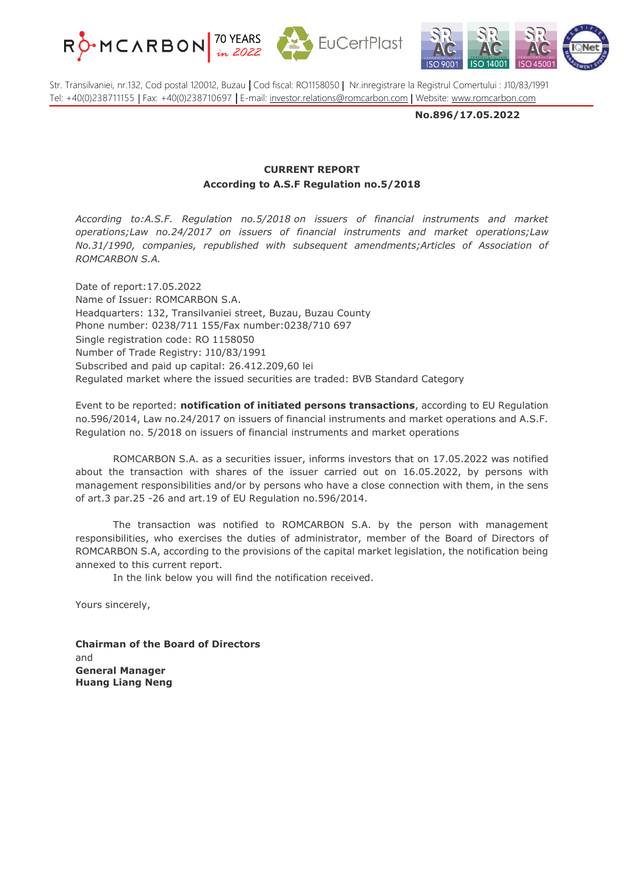Str. Transilvaniei, nr.132, Cod postal 120012, Buzau | Cod fiscal: RO1158050 | Nr.inregistrare la Registrul Comertului : J10/83/1991
Tel: +40(0)238711155 | Fax: +40(0)238710697 | E-mail: investor.relations@romcarbon.com | Website: www.romcarbon.com

**No.896/17.05.2022**

**CURRENT REPORT**
**According to A.S.F Regulation no.5/2018**

*According to:A.S.F. Regulation no.5/2018 on issuers of financial instruments and market operations;Law no.24/2017 on issuers of financial instruments and market operations;Law No.31/1990, companies, republished with subsequent amendments;Articles of Association of ROMCARBON S.A.*

Date of report:17.05.2022
Name of Issuer: ROMCARBON S.A.
Headquarters: 132, Transilvaniei street, Buzau, Buzau County
Phone number: 0238/711 155/Fax number:0238/710 697
Single registration code: RO 1158050
Number of Trade Registry: J10/83/1991
Subscribed and paid up capital: 26.412.209,60 lei
Regulated market where the issued securities are traded: BVB Standard Category

Event to be reported: **notification of initiated persons transactions**, according to EU Regulation no.596/2014, Law no.24/2017 on issuers of financial instruments and market operations and A.S.F. Regulation no. 5/2018 on issuers of financial instruments and market operations

ROMCARBON S.A. as a securities issuer, informs investors that on 17.05.2022 was notified about the transaction with shares of the issuer carried out on 16.05.2022, by persons with management responsibilities and/or by persons who have a close connection with them, in the sens of art.3 par.25 -26 and art.19 of EU Regulation no.596/2014.

The transaction was notified to ROMCARBON S.A. by the person with management responsibilities, who exercises the duties of administrator, member of the Board of Directors of ROMCARBON S.A, according to the provisions of the capital market legislation, the notification being annexed to this current report.

In the link below you will find the notification received.

Yours sincerely,

**Chairman of the Board of Directors**
and
**General Manager**
**Huang Liang Neng**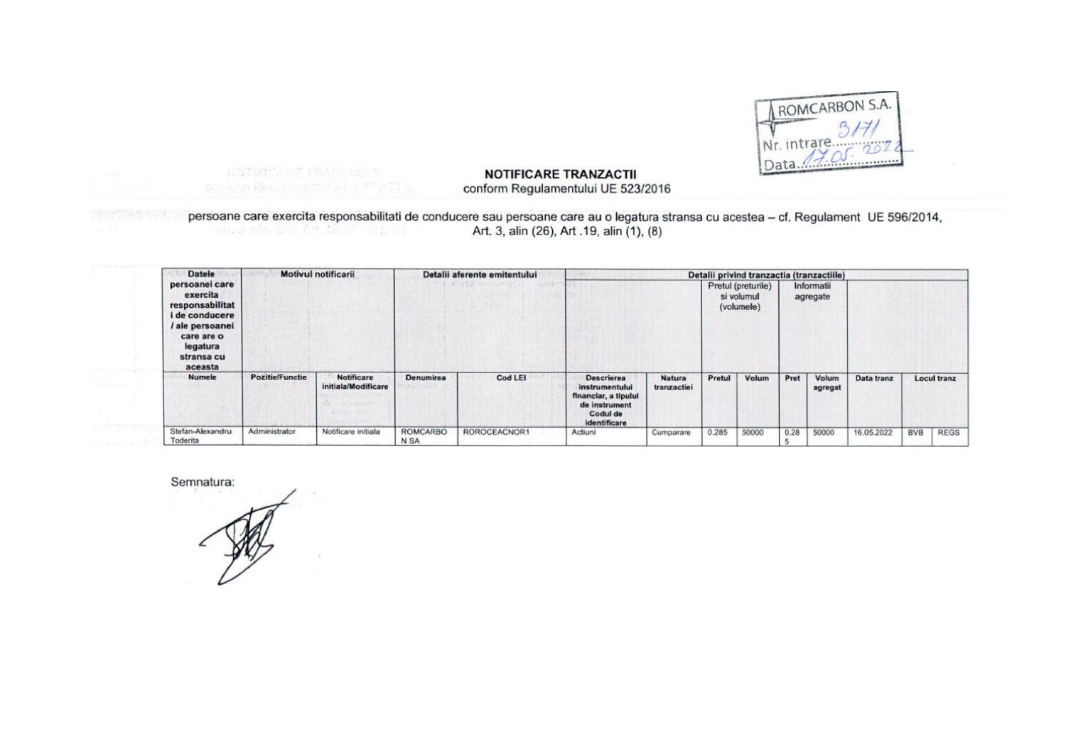ROMCARBON S.A.
Nr. intrare 3171
Data 17.05.2022

## NOTIFICARE TRANZACTII

conform Regulamentului UE 523/2016

persoane care exercita responsabilitati de conducere sau persoane care au o legatura stransa cu acestea – cf. Regulament UE 596/2014, Art. 3, alin (26), Art .19, alin (1), (8)

| Datele persoanei care exercita responsabilitati de conducere / ale persoanei care are o legatura stransa cu aceasta | Motivul notificarii | | Detalii aferente emitentului | | Detalii privind tranzactia (tranzactiile) | | Pretul (preturile) si volumul (volumele) | | Informatii agregate | | | | |
|---|---|---|---|---|---|---|---|---|---|---|---|---|---|
| Numele | Pozitie/Functie | Notificare initiala/Modificare | Denumirea | Cod LEI | Descrierea instrumentului financiar, a tipului de instrument Codul de identificare | Natura tranzactiei | Pretul | Volum | Pret | Volum agregat | Data tranz | Locul tranz | |
| Stefan-Alexandru Toderita | Administrator | Notificare initiala | ROMCARBON SA | ROROCEACNOR1 | Actiuni | Cumparare | 0.285 | 50000 | 0.285 | 50000 | 16.05.2022 | BVB | REGS |

Semnatura: